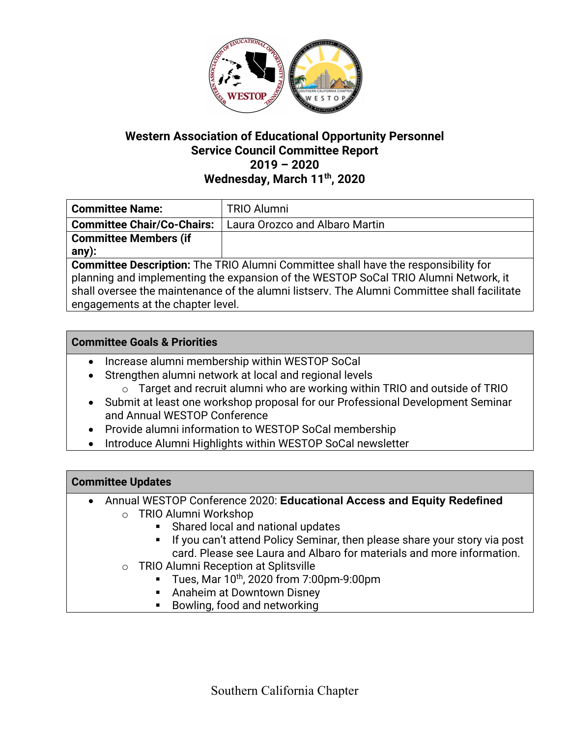# Western Association of Educational Opportunity Personnel
## Service Council Committee Report
## 2019 – 2020
## Wednesday, March 11th, 2020

| **Committee Name:** | TRIO Alumni |
|---|---|
| **Committee Chair/Co-Chairs:** | Laura Orozco and Albaro Martin |
| **Committee Members (if any):** | |

**Committee Description:** The TRIO Alumni Committee shall have the responsibility for planning and implementing the expansion of the WESTOP SoCal TRIO Alumni Network, it shall oversee the maintenance of the alumni listserv. The Alumni Committee shall facilitate engagements at the chapter level.

### Committee Goals & Priorities

- Increase alumni membership within WESTOP SoCal
- Strengthen alumni network at local and regional levels
  - Target and recruit alumni who are working within TRIO and outside of TRIO
- Submit at least one workshop proposal for our Professional Development Seminar and Annual WESTOP Conference
- Provide alumni information to WESTOP SoCal membership
- Introduce Alumni Highlights within WESTOP SoCal newsletter

### Committee Updates

- Annual WESTOP Conference 2020: **Educational Access and Equity Redefined**
  - TRIO Alumni Workshop
    - Shared local and national updates
    - If you can't attend Policy Seminar, then please share your story via post card. Please see Laura and Albaro for materials and more information.
  - TRIO Alumni Reception at Splitsville
    - Tues, Mar 10th, 2020 from 7:00pm-9:00pm
    - Anaheim at Downtown Disney
    - Bowling, food and networking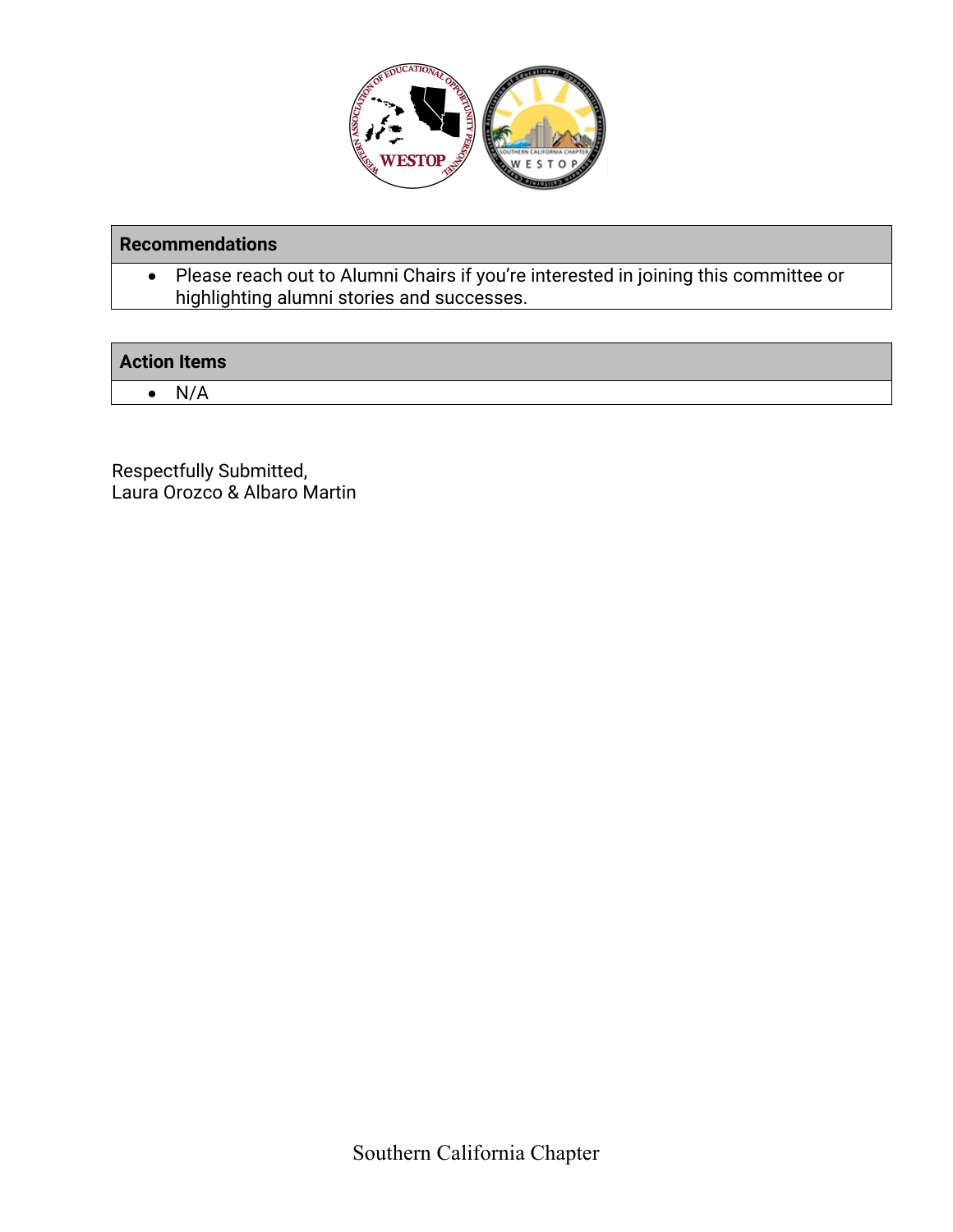| Recommendations |
| --- |
| • Please reach out to Alumni Chairs if you're interested in joining this committee or highlighting alumni stories and successes. |

| Action Items |
| --- |
| • N/A |

Respectfully Submitted,
Laura Orozco & Albaro Martin